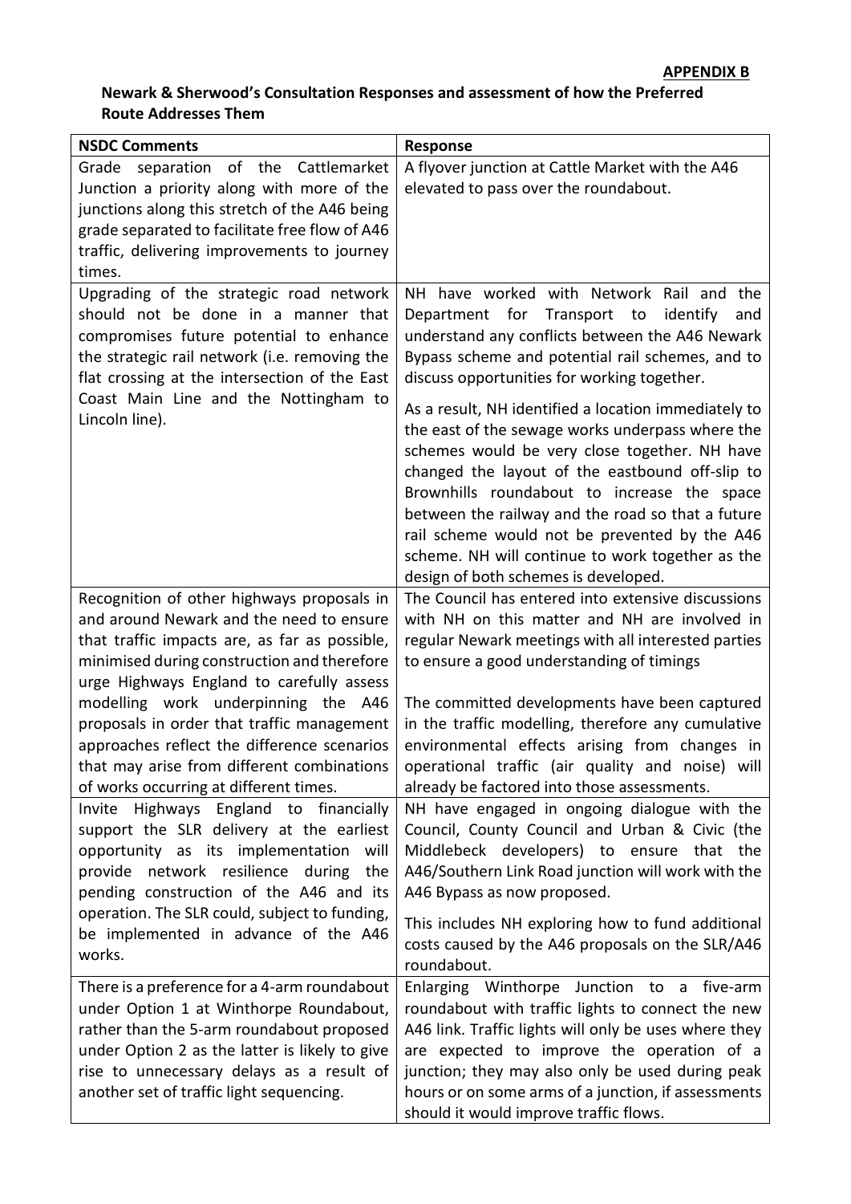**APPENDIX B**

**Newark & Sherwood's Consultation Responses and assessment of how the Preferred Route Addresses Them**

| NSDC Comments | Response |
| --- | --- |
| Grade separation of the Cattlemarket Junction a priority along with more of the junctions along this stretch of the A46 being grade separated to facilitate free flow of A46 traffic, delivering improvements to journey times. | A flyover junction at Cattle Market with the A46 elevated to pass over the roundabout. |
| Upgrading of the strategic road network should not be done in a manner that compromises future potential to enhance the strategic rail network (i.e. removing the flat crossing at the intersection of the East Coast Main Line and the Nottingham to Lincoln line). | NH have worked with Network Rail and the Department for Transport to identify and understand any conflicts between the A46 Newark Bypass scheme and potential rail schemes, and to discuss opportunities for working together.<br><br>As a result, NH identified a location immediately to the east of the sewage works underpass where the schemes would be very close together. NH have changed the layout of the eastbound off-slip to Brownhills roundabout to increase the space between the railway and the road so that a future rail scheme would not be prevented by the A46 scheme. NH will continue to work together as the design of both schemes is developed. |
| Recognition of other highways proposals in and around Newark and the need to ensure that traffic impacts are, as far as possible, minimised during construction and therefore urge Highways England to carefully assess modelling work underpinning the A46 proposals in order that traffic management approaches reflect the difference scenarios that may arise from different combinations of works occurring at different times. | The Council has entered into extensive discussions with NH on this matter and NH are involved in regular Newark meetings with all interested parties to ensure a good understanding of timings<br><br>The committed developments have been captured in the traffic modelling, therefore any cumulative environmental effects arising from changes in operational traffic (air quality and noise) will already be factored into those assessments. |
| Invite Highways England to financially support the SLR delivery at the earliest opportunity as its implementation will provide network resilience during the pending construction of the A46 and its operation. The SLR could, subject to funding, be implemented in advance of the A46 works. | NH have engaged in ongoing dialogue with the Council, County Council and Urban & Civic (the Middlebeck developers) to ensure that the A46/Southern Link Road junction will work with the A46 Bypass as now proposed.<br><br>This includes NH exploring how to fund additional costs caused by the A46 proposals on the SLR/A46 roundabout. |
| There is a preference for a 4-arm roundabout under Option 1 at Winthorpe Roundabout, rather than the 5-arm roundabout proposed under Option 2 as the latter is likely to give rise to unnecessary delays as a result of another set of traffic light sequencing. | Enlarging Winthorpe Junction to a five-arm roundabout with traffic lights to connect the new A46 link. Traffic lights will only be uses where they are expected to improve the operation of a junction; they may also only be used during peak hours or on some arms of a junction, if assessments should it would improve traffic flows. |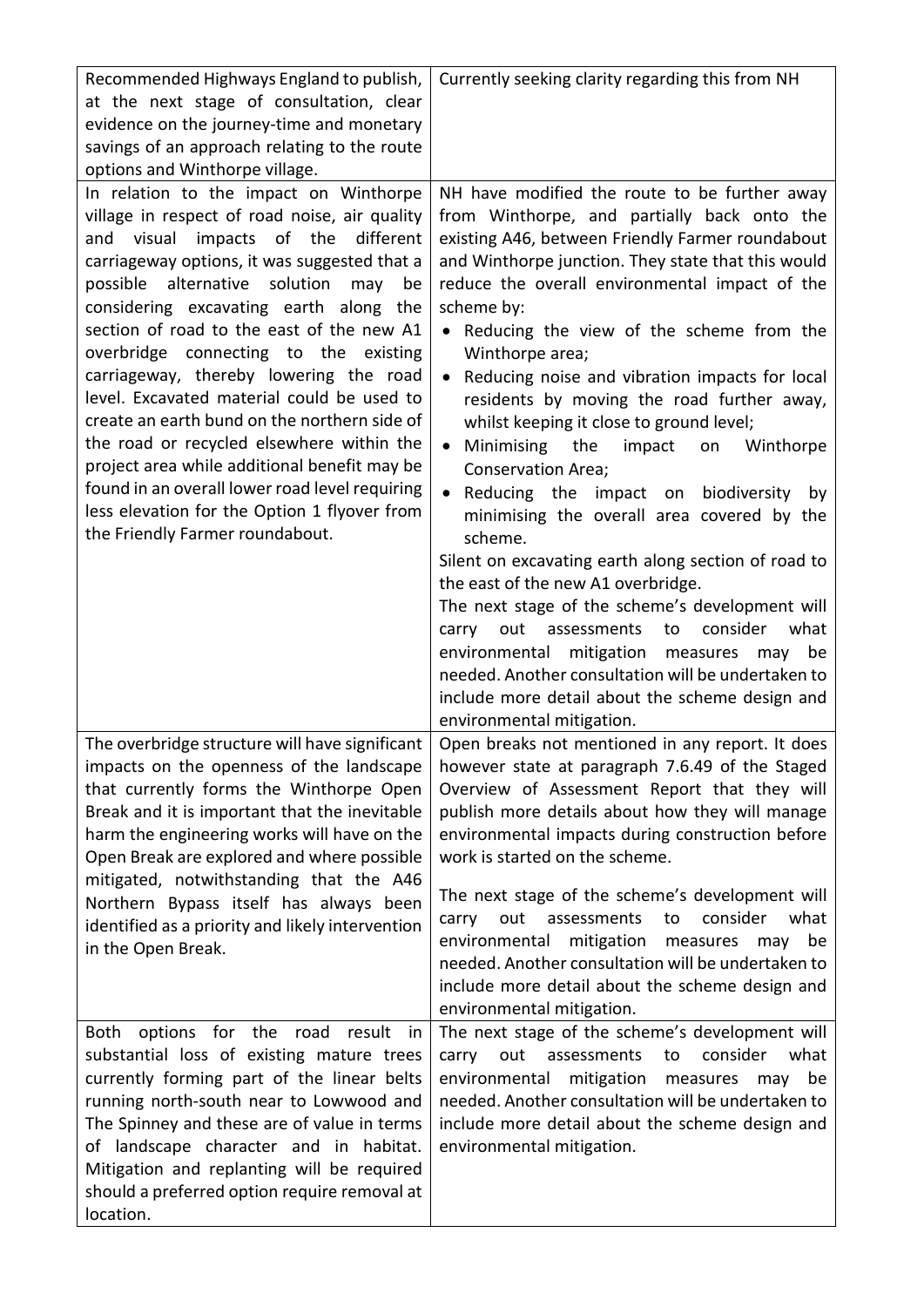| | |
|---|---|
| Recommended Highways England to publish, at the next stage of consultation, clear evidence on the journey-time and monetary savings of an approach relating to the route options and Winthorpe village. | Currently seeking clarity regarding this from NH |
| In relation to the impact on Winthorpe village in respect of road noise, air quality and visual impacts of the different carriageway options, it was suggested that a possible alternative solution may be considering excavating earth along the section of road to the east of the new A1 overbridge connecting to the existing carriageway, thereby lowering the road level. Excavated material could be used to create an earth bund on the northern side of the road or recycled elsewhere within the project area while additional benefit may be found in an overall lower road level requiring less elevation for the Option 1 flyover from the Friendly Farmer roundabout. | NH have modified the route to be further away from Winthorpe, and partially back onto the existing A46, between Friendly Farmer roundabout and Winthorpe junction. They state that this would reduce the overall environmental impact of the scheme by:<br>• Reducing the view of the scheme from the Winthorpe area;<br>• Reducing noise and vibration impacts for local residents by moving the road further away, whilst keeping it close to ground level;<br>• Minimising the impact on Winthorpe Conservation Area;<br>• Reducing the impact on biodiversity by minimising the overall area covered by the scheme.<br>Silent on excavating earth along section of road to the east of the new A1 overbridge.<br>The next stage of the scheme's development will carry out assessments to consider what environmental mitigation measures may be needed. Another consultation will be undertaken to include more detail about the scheme design and environmental mitigation. |
| The overbridge structure will have significant impacts on the openness of the landscape that currently forms the Winthorpe Open Break and it is important that the inevitable harm the engineering works will have on the Open Break are explored and where possible mitigated, notwithstanding that the A46 Northern Bypass itself has always been identified as a priority and likely intervention in the Open Break. | Open breaks not mentioned in any report. It does however state at paragraph 7.6.49 of the Staged Overview of Assessment Report that they will publish more details about how they will manage environmental impacts during construction before work is started on the scheme.<br><br>The next stage of the scheme's development will carry out assessments to consider what environmental mitigation measures may be needed. Another consultation will be undertaken to include more detail about the scheme design and environmental mitigation. |
| Both options for the road result in substantial loss of existing mature trees currently forming part of the linear belts running north-south near to Lowwood and The Spinney and these are of value in terms of landscape character and in habitat. Mitigation and replanting will be required should a preferred option require removal at location. | The next stage of the scheme's development will carry out assessments to consider what environmental mitigation measures may be needed. Another consultation will be undertaken to include more detail about the scheme design and environmental mitigation. |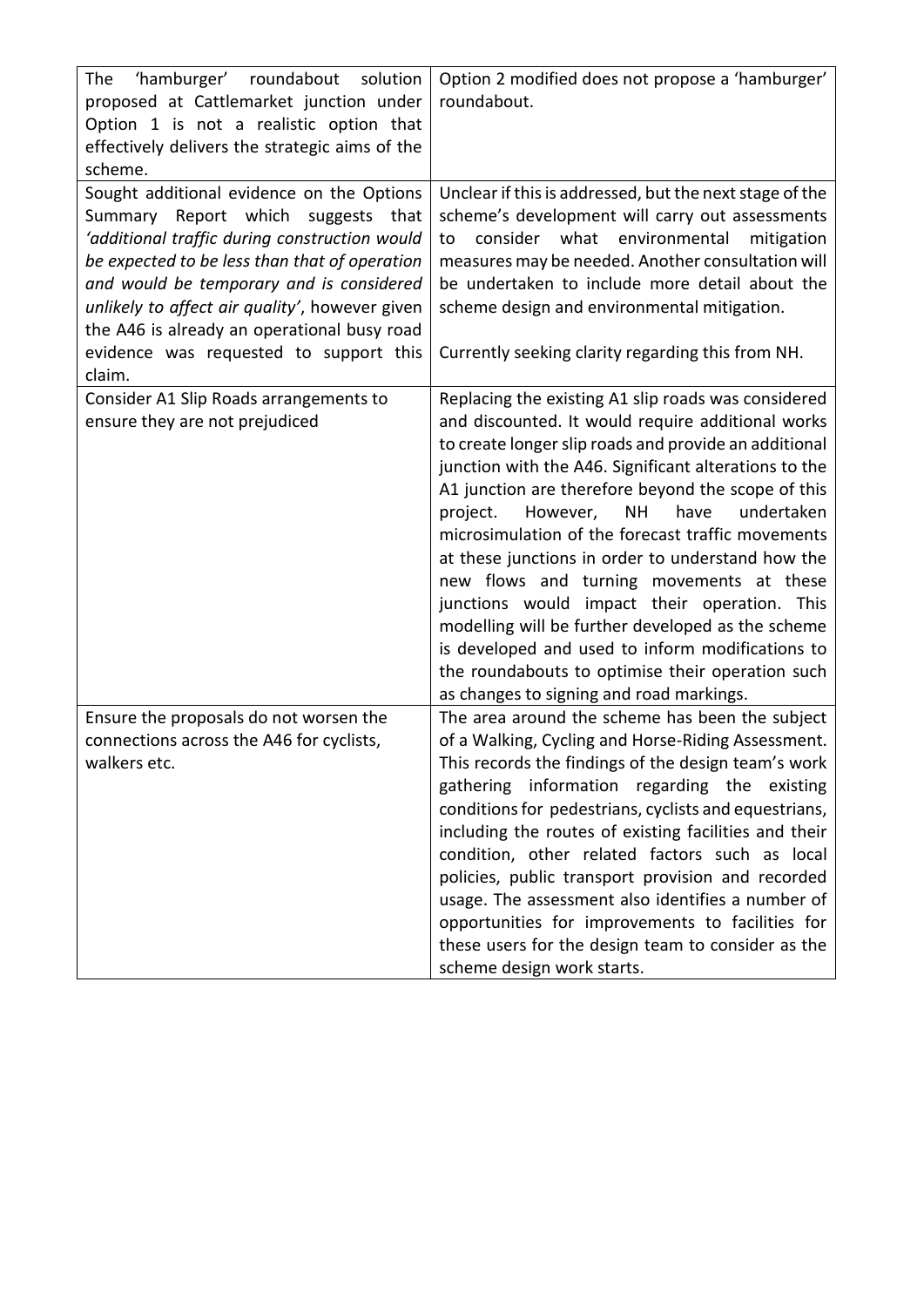| | |
|---|---|
| The 'hamburger' roundabout solution proposed at Cattlemarket junction under Option 1 is not a realistic option that effectively delivers the strategic aims of the scheme. | Option 2 modified does not propose a 'hamburger' roundabout. |
| Sought additional evidence on the Options Summary Report which suggests that *'additional traffic during construction would be expected to be less than that of operation and would be temporary and is considered unlikely to affect air quality'*, however given the A46 is already an operational busy road evidence was requested to support this claim. | Unclear if this is addressed, but the next stage of the scheme's development will carry out assessments to consider what environmental mitigation measures may be needed. Another consultation will be undertaken to include more detail about the scheme design and environmental mitigation.<br><br>Currently seeking clarity regarding this from NH. |
| Consider A1 Slip Roads arrangements to ensure they are not prejudiced | Replacing the existing A1 slip roads was considered and discounted. It would require additional works to create longer slip roads and provide an additional junction with the A46. Significant alterations to the A1 junction are therefore beyond the scope of this project. However, NH have undertaken microsimulation of the forecast traffic movements at these junctions in order to understand how the new flows and turning movements at these junctions would impact their operation. This modelling will be further developed as the scheme is developed and used to inform modifications to the roundabouts to optimise their operation such as changes to signing and road markings. |
| Ensure the proposals do not worsen the connections across the A46 for cyclists, walkers etc. | The area around the scheme has been the subject of a Walking, Cycling and Horse-Riding Assessment. This records the findings of the design team's work gathering information regarding the existing conditions for pedestrians, cyclists and equestrians, including the routes of existing facilities and their condition, other related factors such as local policies, public transport provision and recorded usage. The assessment also identifies a number of opportunities for improvements to facilities for these users for the design team to consider as the scheme design work starts. |